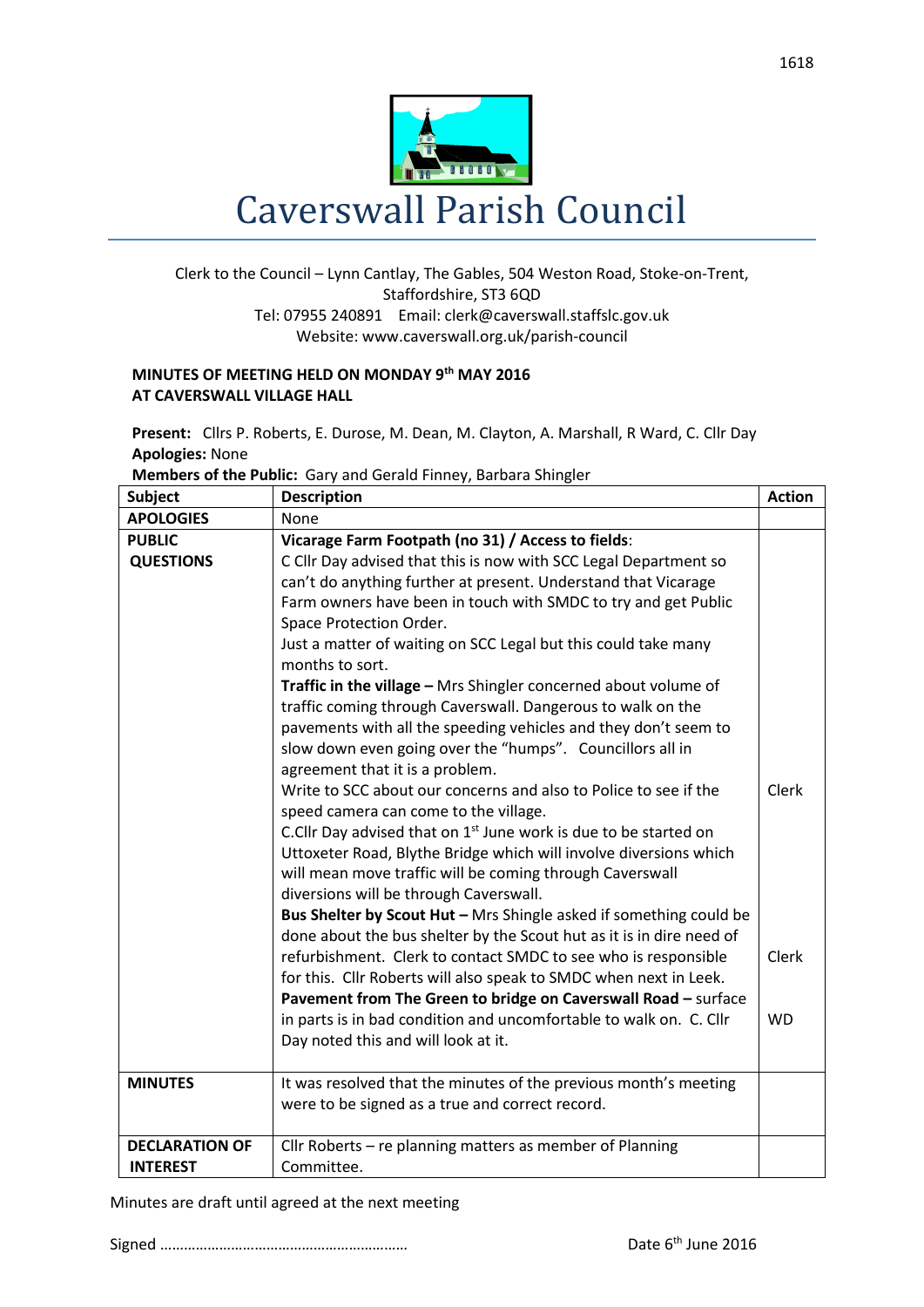# Caverswall Parish Council

Clerk to the Council – Lynn Cantlay, The Gables, 504 Weston Road, Stoke-on-Trent, Staffordshire, ST3 6QD
Tel: 07955 240891 Email: clerk@caverswall.staffslc.gov.uk
Website: www.caverswall.org.uk/parish-council

**MINUTES OF MEETING HELD ON MONDAY 9th MAY 2016**
**AT CAVERSWALL VILLAGE HALL**

**Present:** Cllrs P. Roberts, E. Durose, M. Dean, M. Clayton, A. Marshall, R Ward, C. Cllr Day
**Apologies:** None
**Members of the Public:** Gary and Gerald Finney, Barbara Shingler

| Subject | Description | Action |
|---|---|---|
| **APOLOGIES** | None | |
| **PUBLIC QUESTIONS** | **Vicarage Farm Footpath (no 31) / Access to fields**: C Cllr Day advised that this is now with SCC Legal Department so can't do anything further at present. Understand that Vicarage Farm owners have been in touch with SMDC to try and get Public Space Protection Order. Just a matter of waiting on SCC Legal but this could take many months to sort. | |
| | **Traffic in the village –** Mrs Shingler concerned about volume of traffic coming through Caverswall. Dangerous to walk on the pavements with all the speeding vehicles and they don't seem to slow down even going over the "humps". Councillors all in agreement that it is a problem. | |
| | Write to SCC about our concerns and also to Police to see if the speed camera can come to the village. | Clerk |
| | C.Cllr Day advised that on 1st June work is due to be started on Uttoxeter Road, Blythe Bridge which will involve diversions which will mean move traffic will be coming through Caverswall diversions will be through Caverswall. | |
| | **Bus Shelter by Scout Hut –** Mrs Shingle asked if something could be done about the bus shelter by the Scout hut as it is in dire need of refurbishment. Clerk to contact SMDC to see who is responsible for this. Cllr Roberts will also speak to SMDC when next in Leek. | Clerk |
| | **Pavement from The Green to bridge on Caverswall Road –** surface in parts is in bad condition and uncomfortable to walk on. C. Cllr Day noted this and will look at it. | WD |
| **MINUTES** | It was resolved that the minutes of the previous month's meeting were to be signed as a true and correct record. | |
| **DECLARATION OF INTEREST** | Cllr Roberts – re planning matters as member of Planning Committee. | |

Minutes are draft until agreed at the next meeting

Signed …………………………………………………… Date 6th June 2016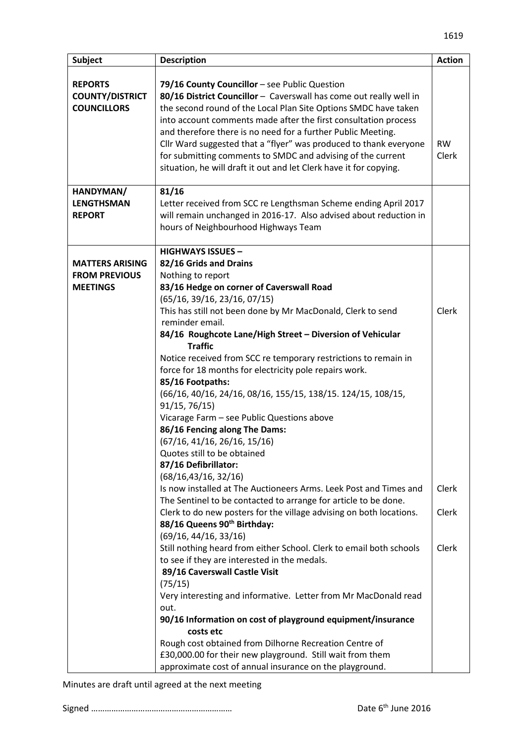| Subject | Description | Action |
|---|---|---|
| **REPORTS COUNTY/DISTRICT COUNCILLORS** | **79/16 County Councillor** – see Public Question<br>**80/16 District Councillor** – Caverswall has come out really well in the second round of the Local Plan Site Options SMDC have taken into account comments made after the first consultation process and therefore there is no need for a further Public Meeting.<br>Cllr Ward suggested that a "flyer" was produced to thank everyone for submitting comments to SMDC and advising of the current situation, he will draft it out and let Clerk have it for copying. | RW<br>Clerk |
| **HANDYMAN/ LENGTHSMAN REPORT** | **81/16**<br>Letter received from SCC re Lengthsman Scheme ending April 2017 will remain unchanged in 2016-17. Also advised about reduction in hours of Neighbourhood Highways Team | |
| **MATTERS ARISING FROM PREVIOUS MEETINGS** | **HIGHWAYS ISSUES –**<br>**82/16 Grids and Drains**<br>Nothing to report<br>**83/16 Hedge on corner of Caverswall Road**<br>(65/16, 39/16, 23/16, 07/15)<br>This has still not been done by Mr MacDonald, Clerk to send reminder email.<br>**84/16 Roughcote Lane/High Street – Diversion of Vehicular Traffic**<br>Notice received from SCC re temporary restrictions to remain in force for 18 months for electricity pole repairs work.<br>**85/16 Footpaths:**<br>(66/16, 40/16, 24/16, 08/16, 155/15, 138/15. 124/15, 108/15, 91/15, 76/15)<br>Vicarage Farm – see Public Questions above<br>**86/16 Fencing along The Dams:**<br>(67/16, 41/16, 26/16, 15/16)<br>Quotes still to be obtained<br>**87/16 Defibrillator:**<br>(68/16,43/16, 32/16)<br>Is now installed at The Auctioneers Arms. Leek Post and Times and The Sentinel to be contacted to arrange for article to be done.<br>Clerk to do new posters for the village advising on both locations.<br>**88/16 Queens 90th Birthday:**<br>(69/16, 44/16, 33/16)<br>Still nothing heard from either School. Clerk to email both schools to see if they are interested in the medals.<br>**89/16 Caverswall Castle Visit**<br>(75/15)<br>Very interesting and informative. Letter from Mr MacDonald read out.<br>**90/16 Information on cost of playground equipment/insurance costs etc**<br>Rough cost obtained from Dilhorne Recreation Centre of £30,000.00 for their new playground. Still wait from them approximate cost of annual insurance on the playground. | Clerk<br><br>Clerk<br>Clerk<br><br>Clerk |

Minutes are draft until agreed at the next meeting

Signed …………………………………………………… Date 6th June 2016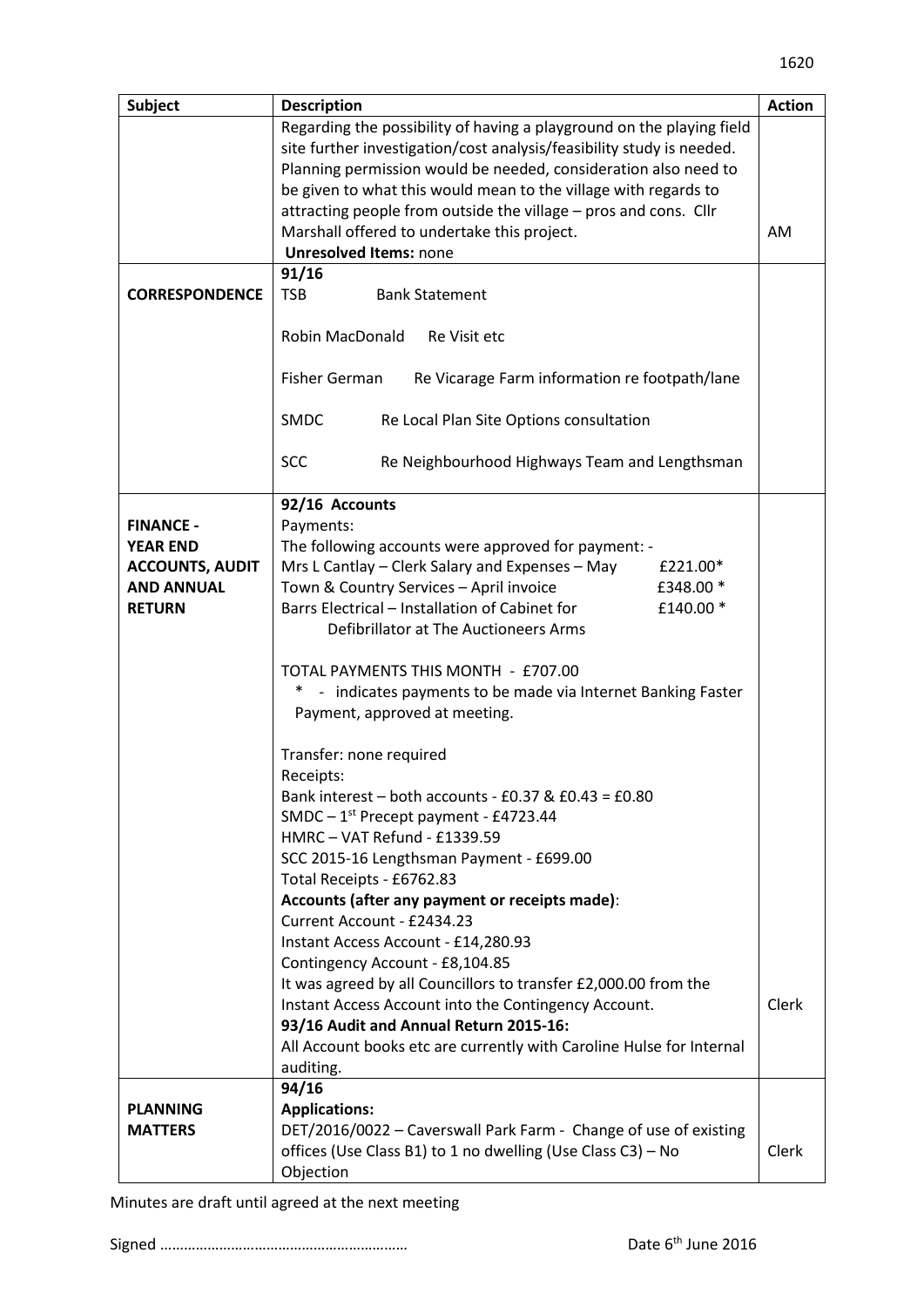| Subject | Description | Action |
|---|---|---|
| | Regarding the possibility of having a playground on the playing field site further investigation/cost analysis/feasibility study is needed. Planning permission would be needed, consideration also need to be given to what this would mean to the village with regards to attracting people from outside the village – pros and cons. Cllr Marshall offered to undertake this project.<br>**Unresolved Items:** none | AM |
| **CORRESPONDENCE** | **91/16**<br>TSB Bank Statement<br><br>Robin MacDonald Re Visit etc<br><br>Fisher German Re Vicarage Farm information re footpath/lane<br><br>SMDC Re Local Plan Site Options consultation<br><br>SCC Re Neighbourhood Highways Team and Lengthsman | |
| **FINANCE - YEAR END ACCOUNTS, AUDIT AND ANNUAL RETURN** | **92/16 Accounts**<br>Payments:<br>The following accounts were approved for payment: -<br>Mrs L Cantlay – Clerk Salary and Expenses – May £221.00*<br>Town & Country Services – April invoice £348.00 *<br>Barrs Electrical – Installation of Cabinet for Defibrillator at The Auctioneers Arms £140.00 *<br><br>TOTAL PAYMENTS THIS MONTH - £707.00<br>* - indicates payments to be made via Internet Banking Faster Payment, approved at meeting.<br><br>Transfer: none required<br>Receipts:<br>Bank interest – both accounts - £0.37 & £0.43 = £0.80<br>SMDC – 1st Precept payment - £4723.44<br>HMRC – VAT Refund - £1339.59<br>SCC 2015-16 Lengthsman Payment - £699.00<br>Total Receipts - £6762.83<br>**Accounts (after any payment or receipts made)**:<br>Current Account - £2434.23<br>Instant Access Account - £14,280.93<br>Contingency Account - £8,104.85<br>It was agreed by all Councillors to transfer £2,000.00 from the Instant Access Account into the Contingency Account.<br>**93/16 Audit and Annual Return 2015-16:**<br>All Account books etc are currently with Caroline Hulse for Internal auditing. | Clerk |
| **PLANNING MATTERS** | **94/16**<br>**Applications:**<br>DET/2016/0022 – Caverswall Park Farm - Change of use of existing offices (Use Class B1) to 1 no dwelling (Use Class C3) – No Objection | Clerk |

Minutes are draft until agreed at the next meeting

Signed …………………………………………………… Date 6th June 2016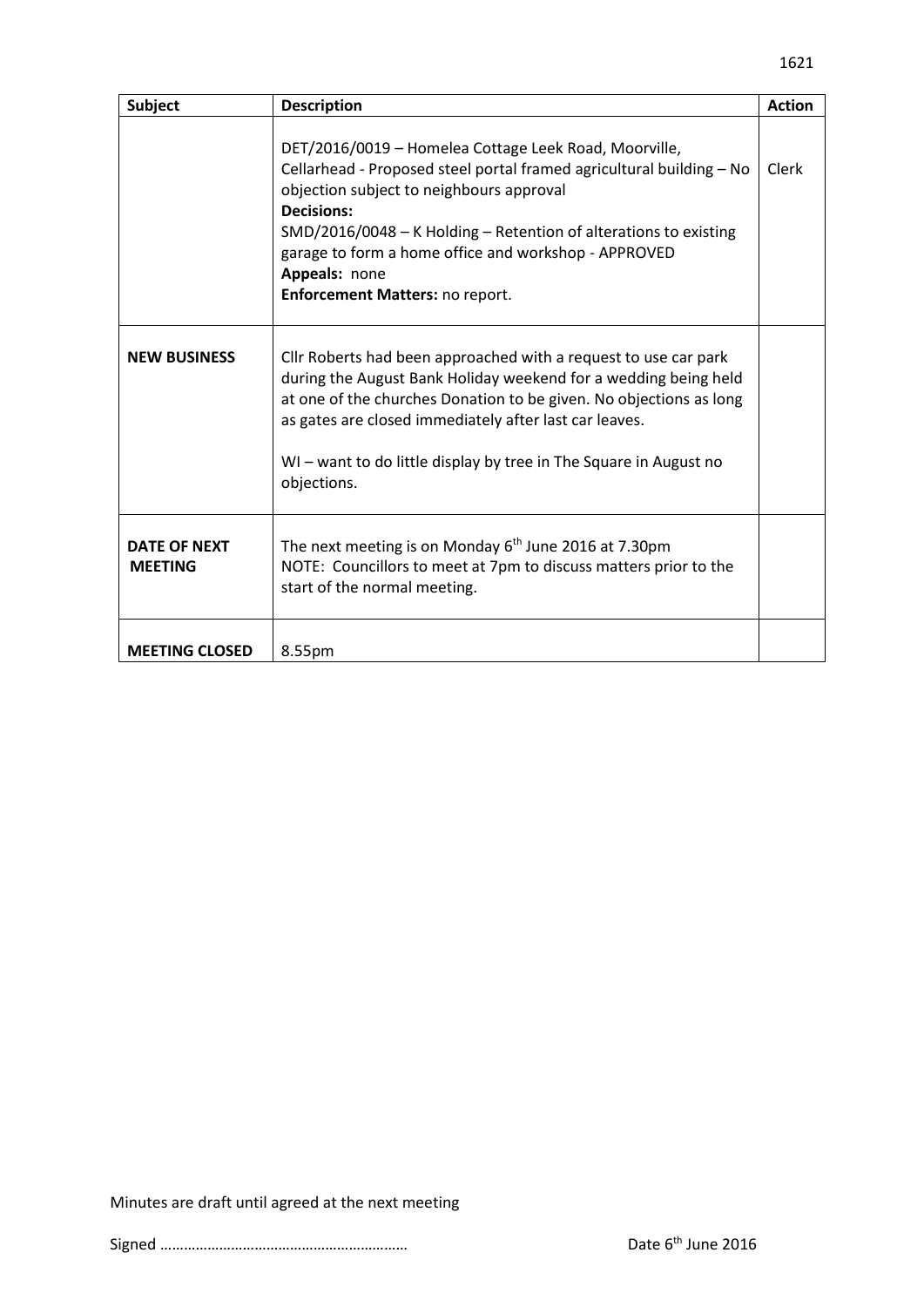| Subject | Description | Action |
|---|---|---|
| | DET/2016/0019 – Homelea Cottage Leek Road, Moorville, Cellarhead - Proposed steel portal framed agricultural building – No objection subject to neighbours approval<br>**Decisions:**<br>SMD/2016/0048 – K Holding – Retention of alterations to existing garage to form a home office and workshop - APPROVED<br>**Appeals:** none<br>**Enforcement Matters:** no report. | Clerk |
| **NEW BUSINESS** | Cllr Roberts had been approached with a request to use car park during the August Bank Holiday weekend for a wedding being held at one of the churches Donation to be given. No objections as long as gates are closed immediately after last car leaves.<br><br>WI – want to do little display by tree in The Square in August no objections. | |
| **DATE OF NEXT MEETING** | The next meeting is on Monday 6th June 2016 at 7.30pm<br>NOTE: Councillors to meet at 7pm to discuss matters prior to the start of the normal meeting. | |
| **MEETING CLOSED** | 8.55pm | |

Minutes are draft until agreed at the next meeting

Signed ……………………………………………………… Date 6th June 2016